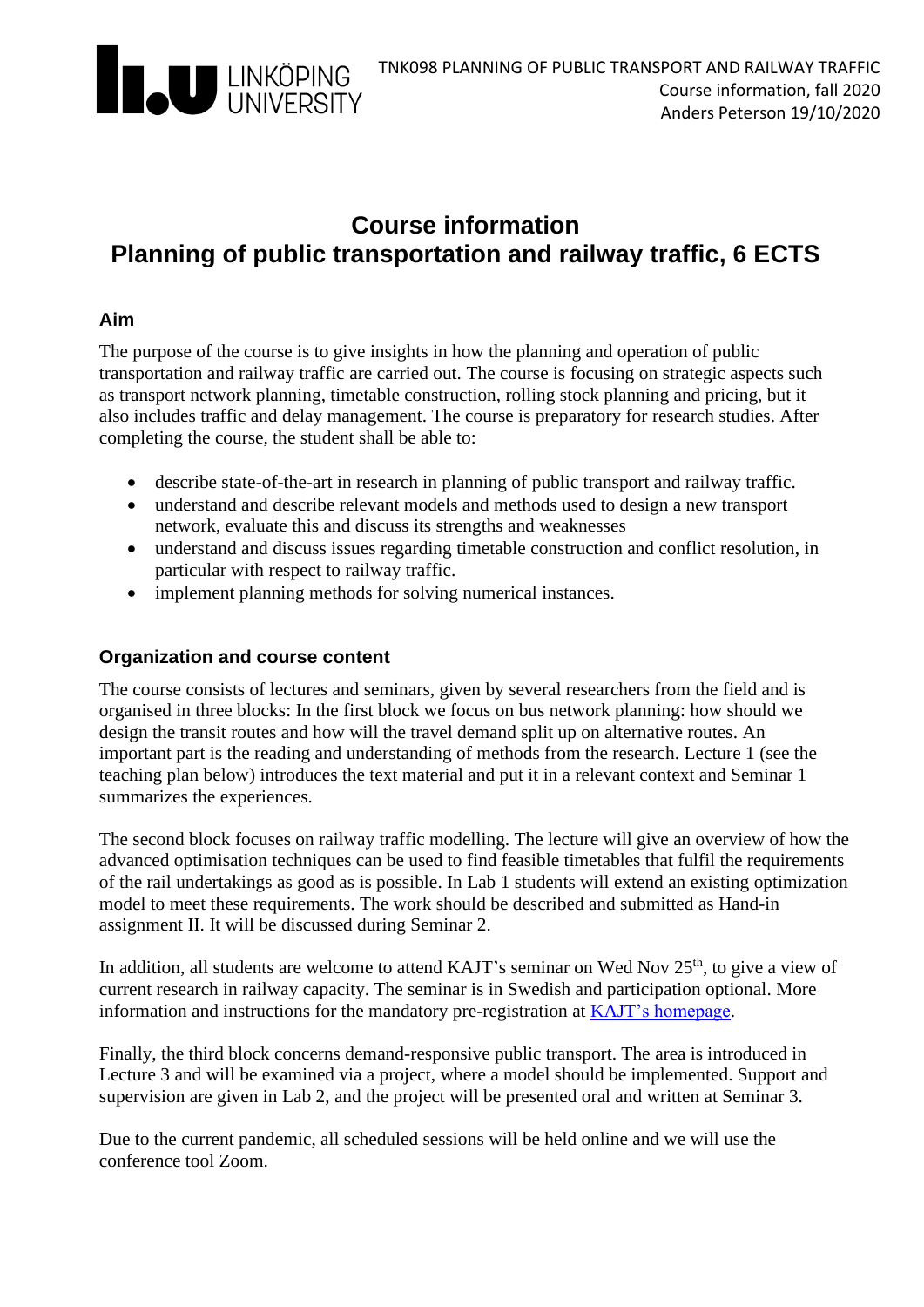# Course information
# Planning of public transportation and railway traffic, 6 ECTS

## Aim

The purpose of the course is to give insights in how the planning and operation of public transportation and railway traffic are carried out. The course is focusing on strategic aspects such as transport network planning, timetable construction, rolling stock planning and pricing, but it also includes traffic and delay management. The course is preparatory for research studies. After completing the course, the student shall be able to:

- describe state-of-the-art in research in planning of public transport and railway traffic.
- understand and describe relevant models and methods used to design a new transport network, evaluate this and discuss its strengths and weaknesses
- understand and discuss issues regarding timetable construction and conflict resolution, in particular with respect to railway traffic.
- implement planning methods for solving numerical instances.

## Organization and course content

The course consists of lectures and seminars, given by several researchers from the field and is organised in three blocks: In the first block we focus on bus network planning: how should we design the transit routes and how will the travel demand split up on alternative routes. An important part is the reading and understanding of methods from the research. Lecture 1 (see the teaching plan below) introduces the text material and put it in a relevant context and Seminar 1 summarizes the experiences.

The second block focuses on railway traffic modelling. The lecture will give an overview of how the advanced optimisation techniques can be used to find feasible timetables that fulfil the requirements of the rail undertakings as good as is possible. In Lab 1 students will extend an existing optimization model to meet these requirements. The work should be described and submitted as Hand-in assignment II. It will be discussed during Seminar 2.

In addition, all students are welcome to attend KAJT's seminar on Wed Nov 25th, to give a view of current research in railway capacity. The seminar is in Swedish and participation optional. More information and instructions for the mandatory pre-registration at [KAJT's homepage](KAJT's homepage).

Finally, the third block concerns demand-responsive public transport. The area is introduced in Lecture 3 and will be examined via a project, where a model should be implemented. Support and supervision are given in Lab 2, and the project will be presented oral and written at Seminar 3.

Due to the current pandemic, all scheduled sessions will be held online and we will use the conference tool Zoom.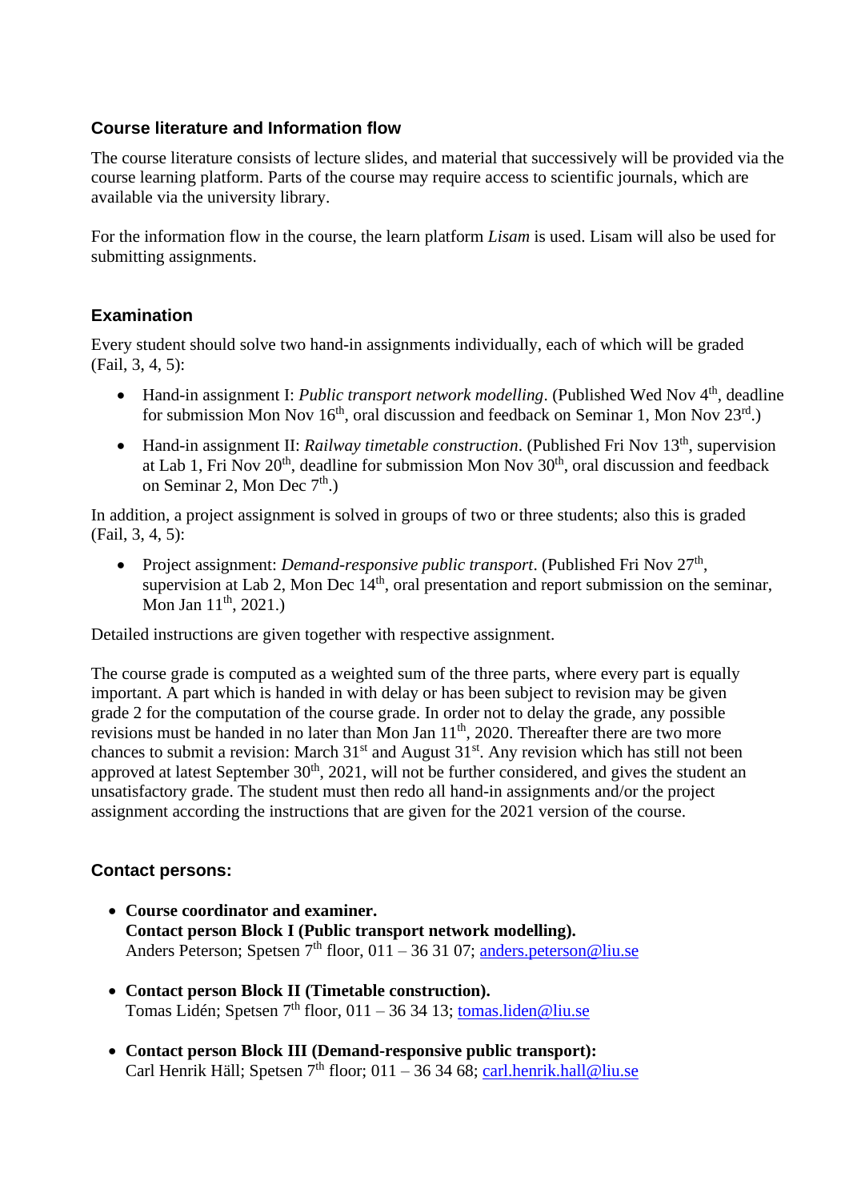### Course literature and Information flow

The course literature consists of lecture slides, and material that successively will be provided via the course learning platform. Parts of the course may require access to scientific journals, which are available via the university library.

For the information flow in the course, the learn platform *Lisam* is used. Lisam will also be used for submitting assignments.

### Examination

Every student should solve two hand-in assignments individually, each of which will be graded (Fail, 3, 4, 5):

- Hand-in assignment I: *Public transport network modelling*. (Published Wed Nov 4th, deadline for submission Mon Nov 16th, oral discussion and feedback on Seminar 1, Mon Nov 23rd.)
- Hand-in assignment II: *Railway timetable construction*. (Published Fri Nov 13th, supervision at Lab 1, Fri Nov 20th, deadline for submission Mon Nov 30th, oral discussion and feedback on Seminar 2, Mon Dec 7th.)

In addition, a project assignment is solved in groups of two or three students; also this is graded (Fail, 3, 4, 5):

- Project assignment: *Demand-responsive public transport*. (Published Fri Nov 27th, supervision at Lab 2, Mon Dec 14th, oral presentation and report submission on the seminar, Mon Jan 11th, 2021.)

Detailed instructions are given together with respective assignment.

The course grade is computed as a weighted sum of the three parts, where every part is equally important. A part which is handed in with delay or has been subject to revision may be given grade 2 for the computation of the course grade. In order not to delay the grade, any possible revisions must be handed in no later than Mon Jan 11th, 2020. Thereafter there are two more chances to submit a revision: March 31st and August 31st. Any revision which has still not been approved at latest September 30th, 2021, will not be further considered, and gives the student an unsatisfactory grade. The student must then redo all hand-in assignments and/or the project assignment according the instructions that are given for the 2021 version of the course.

### Contact persons:

- **Course coordinator and examiner.**
  **Contact person Block I (Public transport network modelling).**
  Anders Peterson; Spetsen 7th floor, 011 – 36 31 07; anders.peterson@liu.se
- **Contact person Block II (Timetable construction).**
  Tomas Lidén; Spetsen 7th floor, 011 – 36 34 13; tomas.liden@liu.se
- **Contact person Block III (Demand-responsive public transport):**
  Carl Henrik Häll; Spetsen 7th floor; 011 – 36 34 68; carl.henrik.hall@liu.se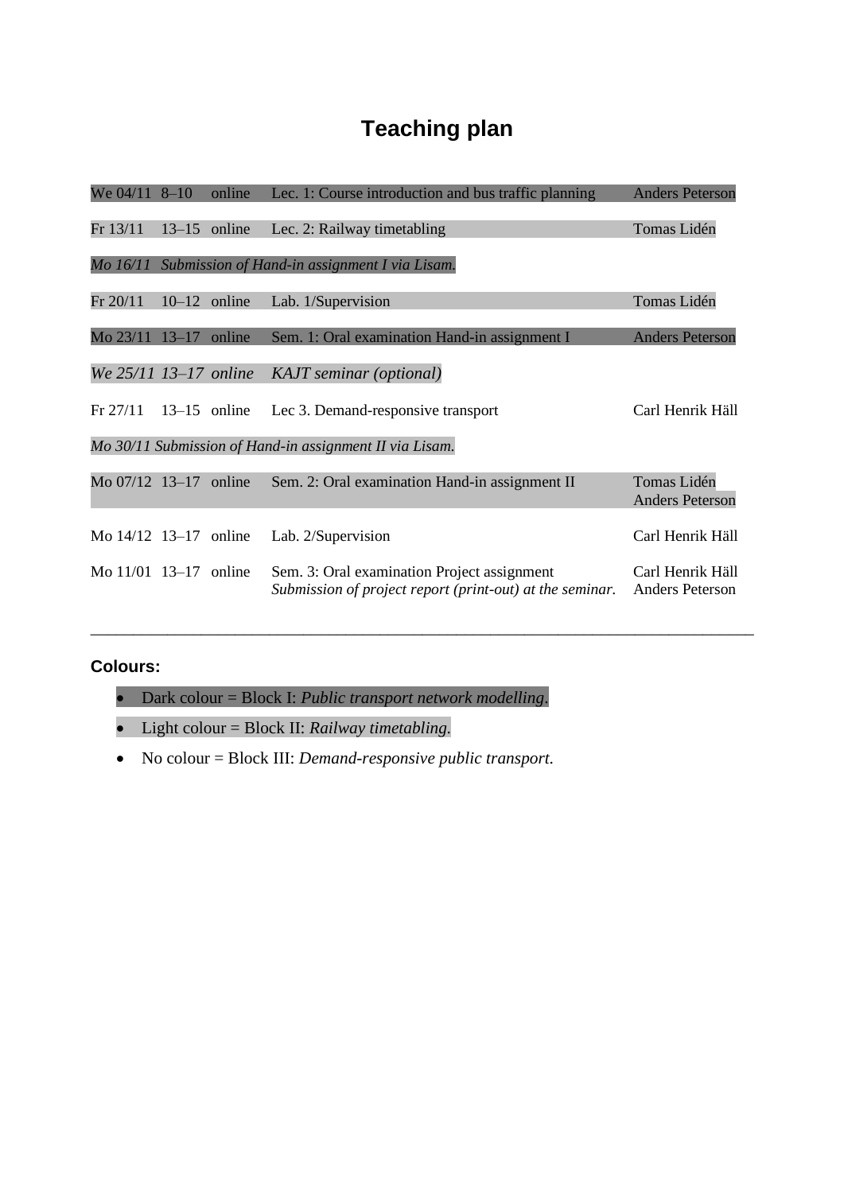# Teaching plan

| | | | | |
|---|---|---|---|---|
| We 04/11 | 8–10 | online | Lec. 1: Course introduction and bus traffic planning | Anders Peterson |
| Fr 13/11 | 13–15 | online | Lec. 2: Railway timetabling | Tomas Lidén |
| *Mo 16/11* | | | *Submission of Hand-in assignment I via Lisam.* | |
| Fr 20/11 | 10–12 | online | Lab. 1/Supervision | Tomas Lidén |
| Mo 23/11 | 13–17 | online | Sem. 1: Oral examination Hand-in assignment I | Anders Peterson |
| *We 25/11* | *13–17* | *online* | *KAJT seminar (optional)* | |
| Fr 27/11 | 13–15 | online | Lec 3. Demand-responsive transport | Carl Henrik Häll |
| *Mo 30/11* | | | *Submission of Hand-in assignment II via Lisam.* | |
| Mo 07/12 | 13–17 | online | Sem. 2: Oral examination Hand-in assignment II | Tomas Lidén<br>Anders Peterson |
| Mo 14/12 | 13–17 | online | Lab. 2/Supervision | Carl Henrik Häll |
| Mo 11/01 | 13–17 | online | Sem. 3: Oral examination Project assignment<br>*Submission of project report (print-out) at the seminar.* | Carl Henrik Häll<br>Anders Peterson |

---

**Colours:**

- Dark colour = Block I: *Public transport network modelling.*
- Light colour = Block II: *Railway timetabling.*
- No colour = Block III: *Demand-responsive public transport.*